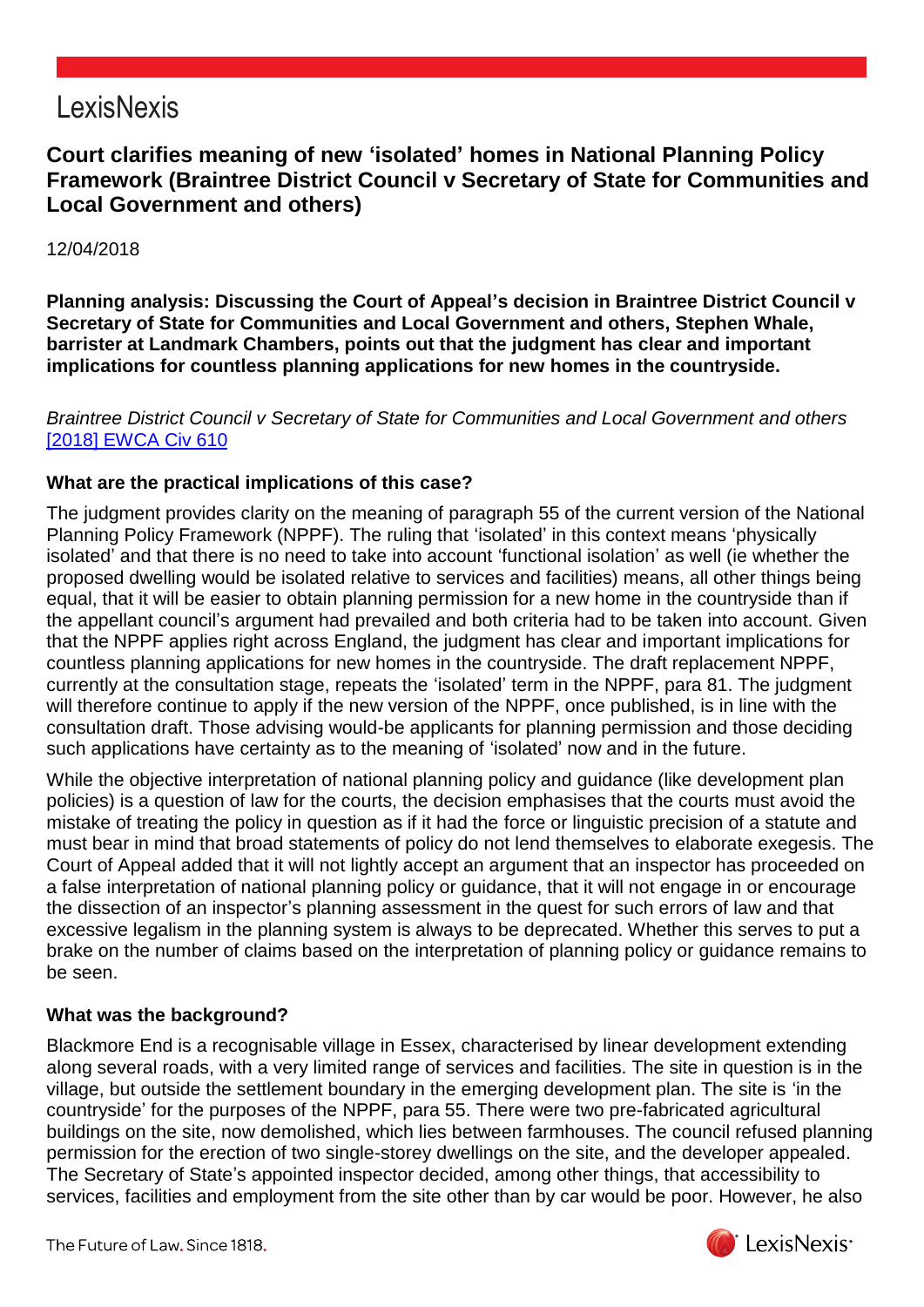LexisNexis

# Court clarifies meaning of new 'isolated' homes in National Planning Policy Framework (Braintree District Council v Secretary of State for Communities and Local Government and others)

12/04/2018

**Planning analysis: Discussing the Court of Appeal's decision in Braintree District Council v Secretary of State for Communities and Local Government and others, Stephen Whale, barrister at Landmark Chambers, points out that the judgment has clear and important implications for countless planning applications for new homes in the countryside.**

*Braintree District Council v Secretary of State for Communities and Local Government and others* [2018] EWCA Civ 610

### What are the practical implications of this case?

The judgment provides clarity on the meaning of paragraph 55 of the current version of the National Planning Policy Framework (NPPF). The ruling that 'isolated' in this context means 'physically isolated' and that there is no need to take into account 'functional isolation' as well (ie whether the proposed dwelling would be isolated relative to services and facilities) means, all other things being equal, that it will be easier to obtain planning permission for a new home in the countryside than if the appellant council's argument had prevailed and both criteria had to be taken into account. Given that the NPPF applies right across England, the judgment has clear and important implications for countless planning applications for new homes in the countryside. The draft replacement NPPF, currently at the consultation stage, repeats the 'isolated' term in the NPPF, para 81. The judgment will therefore continue to apply if the new version of the NPPF, once published, is in line with the consultation draft. Those advising would-be applicants for planning permission and those deciding such applications have certainty as to the meaning of 'isolated' now and in the future.

While the objective interpretation of national planning policy and guidance (like development plan policies) is a question of law for the courts, the decision emphasises that the courts must avoid the mistake of treating the policy in question as if it had the force or linguistic precision of a statute and must bear in mind that broad statements of policy do not lend themselves to elaborate exegesis. The Court of Appeal added that it will not lightly accept an argument that an inspector has proceeded on a false interpretation of national planning policy or guidance, that it will not engage in or encourage the dissection of an inspector's planning assessment in the quest for such errors of law and that excessive legalism in the planning system is always to be deprecated. Whether this serves to put a brake on the number of claims based on the interpretation of planning policy or guidance remains to be seen.

### What was the background?

Blackmore End is a recognisable village in Essex, characterised by linear development extending along several roads, with a very limited range of services and facilities. The site in question is in the village, but outside the settlement boundary in the emerging development plan. The site is 'in the countryside' for the purposes of the NPPF, para 55. There were two pre-fabricated agricultural buildings on the site, now demolished, which lies between farmhouses. The council refused planning permission for the erection of two single-storey dwellings on the site, and the developer appealed. The Secretary of State's appointed inspector decided, among other things, that accessibility to services, facilities and employment from the site other than by car would be poor. However, he also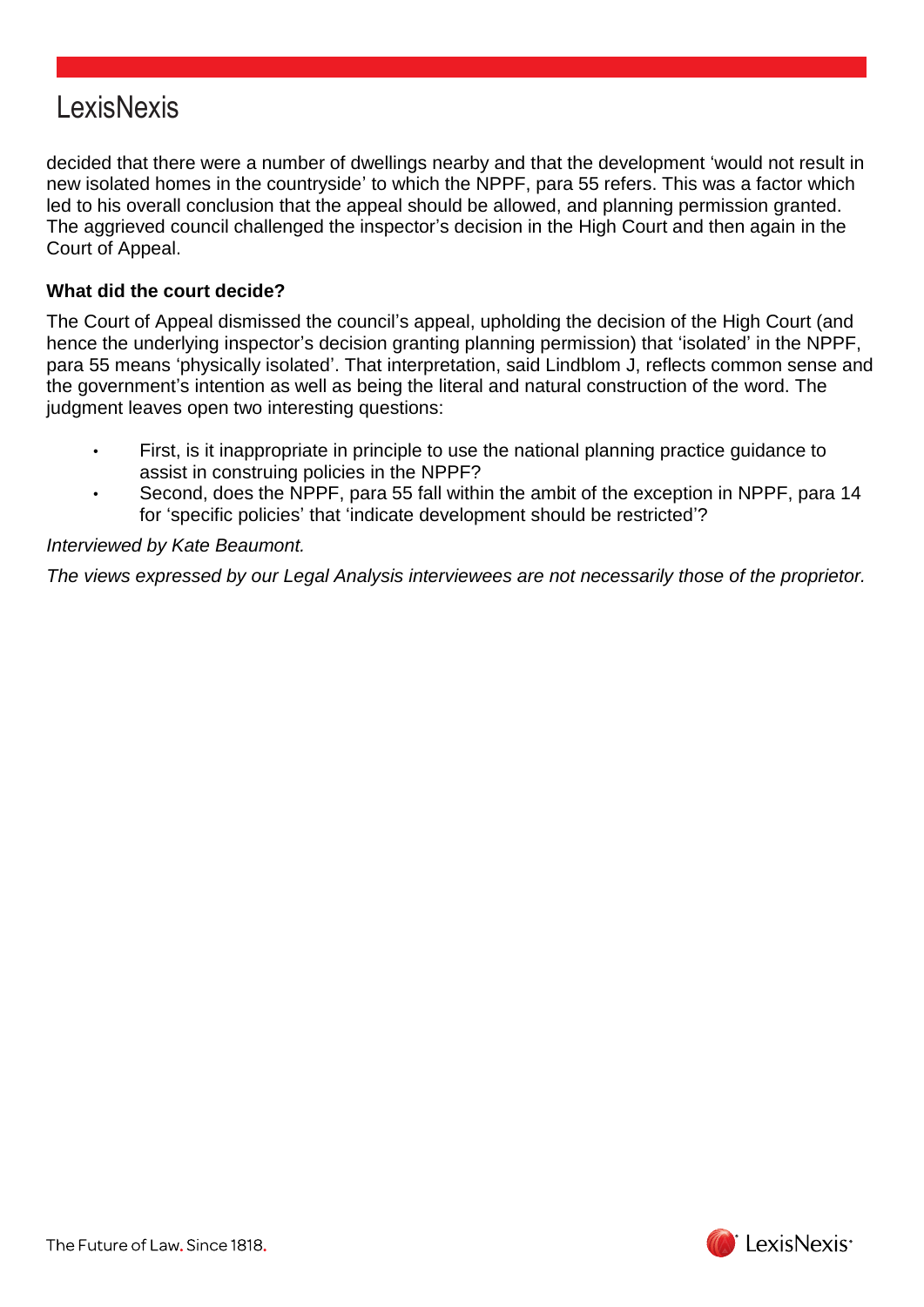decided that there were a number of dwellings nearby and that the development 'would not result in new isolated homes in the countryside' to which the NPPF, para 55 refers. This was a factor which led to his overall conclusion that the appeal should be allowed, and planning permission granted. The aggrieved council challenged the inspector's decision in the High Court and then again in the Court of Appeal.

**What did the court decide?**

The Court of Appeal dismissed the council's appeal, upholding the decision of the High Court (and hence the underlying inspector's decision granting planning permission) that 'isolated' in the NPPF, para 55 means 'physically isolated'. That interpretation, said Lindblom J, reflects common sense and the government's intention as well as being the literal and natural construction of the word. The judgment leaves open two interesting questions:

- First, is it inappropriate in principle to use the national planning practice guidance to assist in construing policies in the NPPF?
- Second, does the NPPF, para 55 fall within the ambit of the exception in NPPF, para 14 for 'specific policies' that 'indicate development should be restricted'?

*Interviewed by Kate Beaumont.*

*The views expressed by our Legal Analysis interviewees are not necessarily those of the proprietor.*